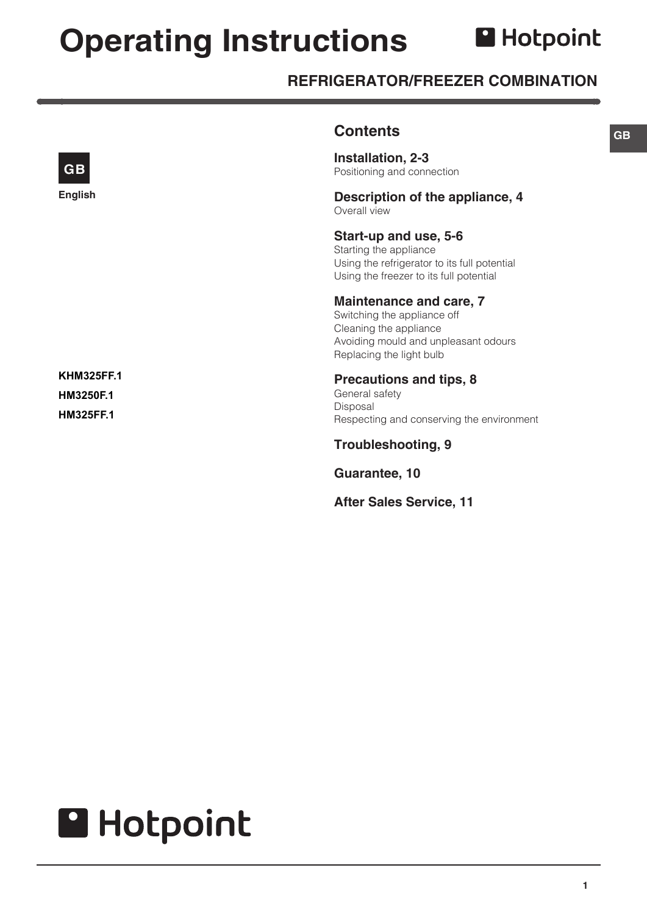# Operating Instructions

Hotpoint

## REFRIGERATOR/FREEZER COMBINATION

GB

English

KHM325FF.1

HM3250F.1

HM325FF.1

## Contents

**Installation, 2-3**
Positioning and connection

**Description of the appliance, 4**
Overall view

**Start-up and use, 5-6**
Starting the appliance
Using the refrigerator to its full potential
Using the freezer to its full potential

**Maintenance and care, 7**
Switching the appliance off
Cleaning the appliance
Avoiding mould and unpleasant odours
Replacing the light bulb

**Precautions and tips, 8**
General safety
Disposal
Respecting and conserving the environment

**Troubleshooting, 9**

**Guarantee, 10**

**After Sales Service, 11**

Hotpoint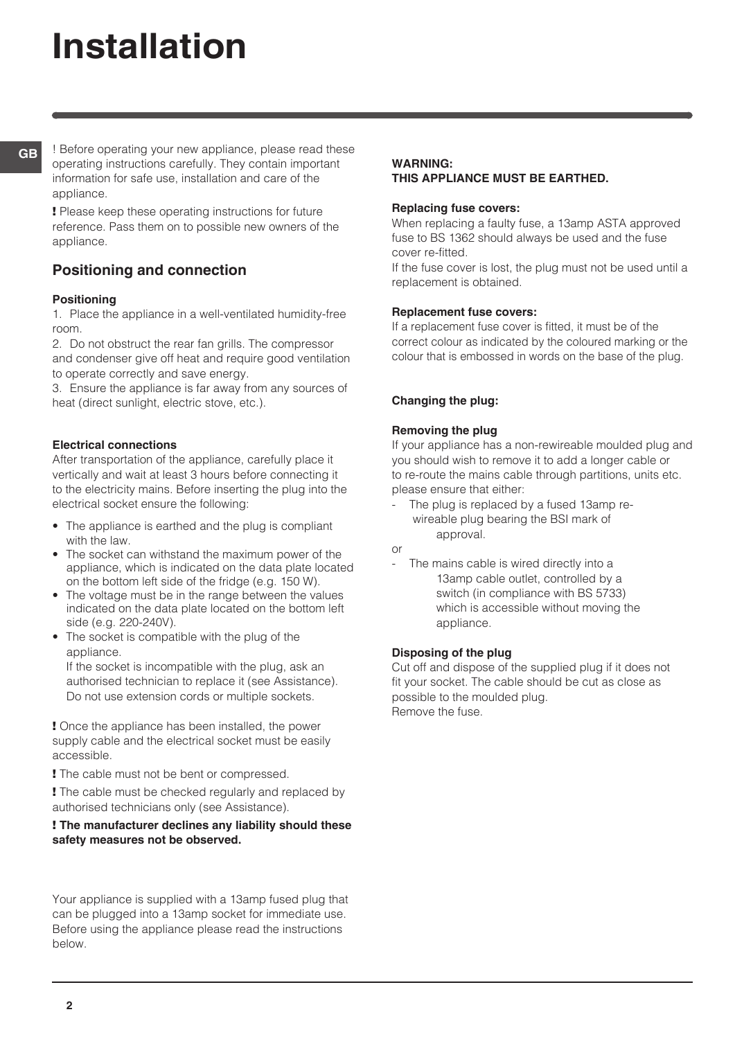# Installation

! Before operating your new appliance, please read these operating instructions carefully. They contain important information for safe use, installation and care of the appliance.

**!** Please keep these operating instructions for future reference. Pass them on to possible new owners of the appliance.

## Positioning and connection

### Positioning

1. Place the appliance in a well-ventilated humidity-free room.
2. Do not obstruct the rear fan grills. The compressor and condenser give off heat and require good ventilation to operate correctly and save energy.
3. Ensure the appliance is far away from any sources of heat (direct sunlight, electric stove, etc.).

### Electrical connections

After transportation of the appliance, carefully place it vertically and wait at least 3 hours before connecting it to the electricity mains. Before inserting the plug into the electrical socket ensure the following:

- The appliance is earthed and the plug is compliant with the law.
- The socket can withstand the maximum power of the appliance, which is indicated on the data plate located on the bottom left side of the fridge (e.g. 150 W).
- The voltage must be in the range between the values indicated on the data plate located on the bottom left side (e.g. 220-240V).
- The socket is compatible with the plug of the appliance.
  If the socket is incompatible with the plug, ask an authorised technician to replace it (see Assistance). Do not use extension cords or multiple sockets.

**!** Once the appliance has been installed, the power supply cable and the electrical socket must be easily accessible.

**!** The cable must not be bent or compressed.

**!** The cable must be checked regularly and replaced by authorised technicians only (see Assistance).

**! The manufacturer declines any liability should these safety measures not be observed.**

Your appliance is supplied with a 13amp fused plug that can be plugged into a 13amp socket for immediate use. Before using the appliance please read the instructions below.

**WARNING:**
**THIS APPLIANCE MUST BE EARTHED.**

**Replacing fuse covers:**
When replacing a faulty fuse, a 13amp ASTA approved fuse to BS 1362 should always be used and the fuse cover re-fitted.
If the fuse cover is lost, the plug must not be used until a replacement is obtained.

**Replacement fuse covers:**
If a replacement fuse cover is fitted, it must be of the correct colour as indicated by the coloured marking or the colour that is embossed in words on the base of the plug.

**Changing the plug:**

**Removing the plug**
If your appliance has a non-rewireable moulded plug and you should wish to remove it to add a longer cable or to re-route the mains cable through partitions, units etc. please ensure that either:

- The plug is replaced by a fused 13amp re-wireable plug bearing the BSI mark of approval.

or

- The mains cable is wired directly into a 13amp cable outlet, controlled by a switch (in compliance with BS 5733) which is accessible without moving the appliance.

**Disposing of the plug**
Cut off and dispose of the supplied plug if it does not fit your socket. The cable should be cut as close as possible to the moulded plug.
Remove the fuse.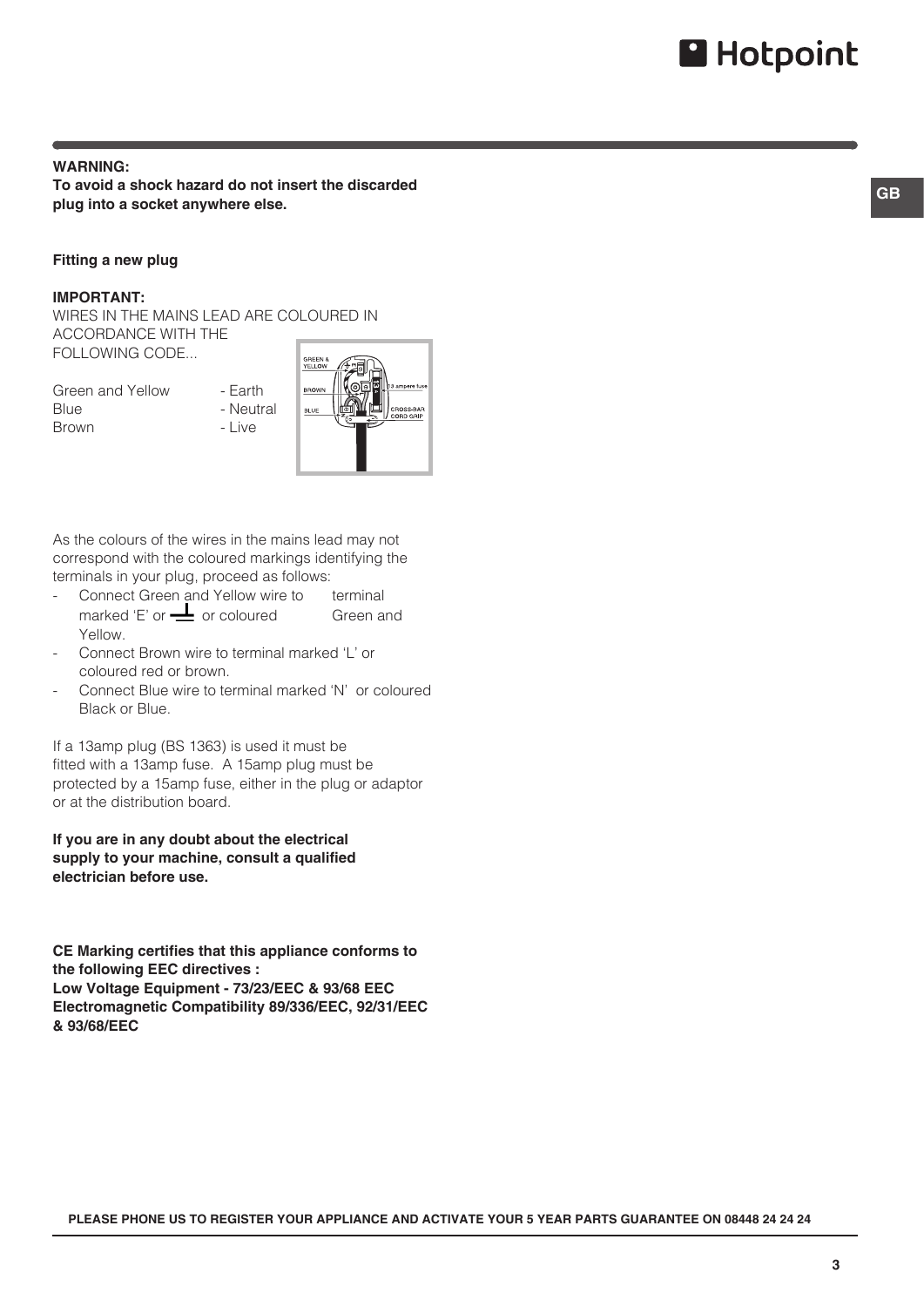**WARNING:**
**To avoid a shock hazard do not insert the discarded plug into a socket anywhere else.**

**Fitting a new plug**

**IMPORTANT:**
WIRES IN THE MAINS LEAD ARE COLOURED IN ACCORDANCE WITH THE FOLLOWING CODE...

| | |
|---|---|
| Green and Yellow | - Earth |
| Blue | - Neutral |
| Brown | - Live |

As the colours of the wires in the mains lead may not correspond with the coloured markings identifying the terminals in your plug, proceed as follows:

- Connect Green and Yellow wire to terminal marked 'E' or ⏚ or coloured Green and Yellow.
- Connect Brown wire to terminal marked 'L' or coloured red or brown.
- Connect Blue wire to terminal marked 'N' or coloured Black or Blue.

If a 13amp plug (BS 1363) is used it must be fitted with a 13amp fuse. A 15amp plug must be protected by a 15amp fuse, either in the plug or adaptor or at the distribution board.

**If you are in any doubt about the electrical supply to your machine, consult a qualified electrician before use.**

**CE Marking certifies that this appliance conforms to the following EEC directives :**
**Low Voltage Equipment - 73/23/EEC & 93/68 EEC**
**Electromagnetic Compatibility 89/336/EEC, 92/31/EEC & 93/68/EEC**

**PLEASE PHONE US TO REGISTER YOUR APPLIANCE AND ACTIVATE YOUR 5 YEAR PARTS GUARANTEE ON 08448 24 24 24**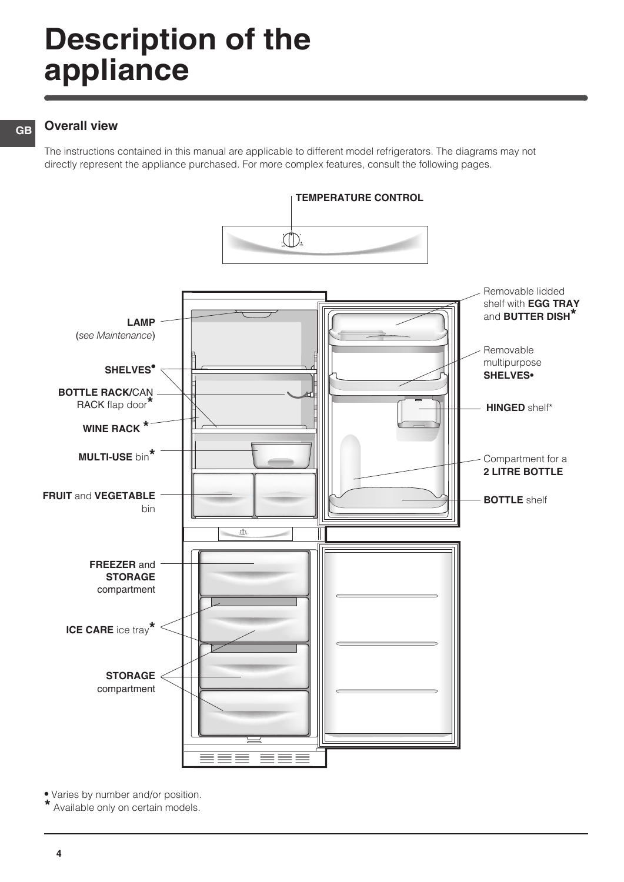# Description of the appliance

## Overall view

The instructions contained in this manual are applicable to different model refrigerators. The diagrams may not directly represent the appliance purchased. For more complex features, consult the following pages.

**TEMPERATURE CONTROL**

**LAMP** (*see Maintenance*)

**SHELVES•**

**BOTTLE RACK/**CAN RACK flap door*

**WINE RACK** *

**MULTI-USE** bin*

**FRUIT** and **VEGETABLE** bin

**FREEZER** and **STORAGE** compartment

**ICE CARE** ice tray*

**STORAGE** compartment

Removable lidded shelf with **EGG TRAY** and **BUTTER DISH***

Removable multipurpose **SHELVES•**

**HINGED** shelf*

Compartment for a **2 LITRE BOTTLE**

**BOTTLE** shelf

• Varies by number and/or position.
* Available only on certain models.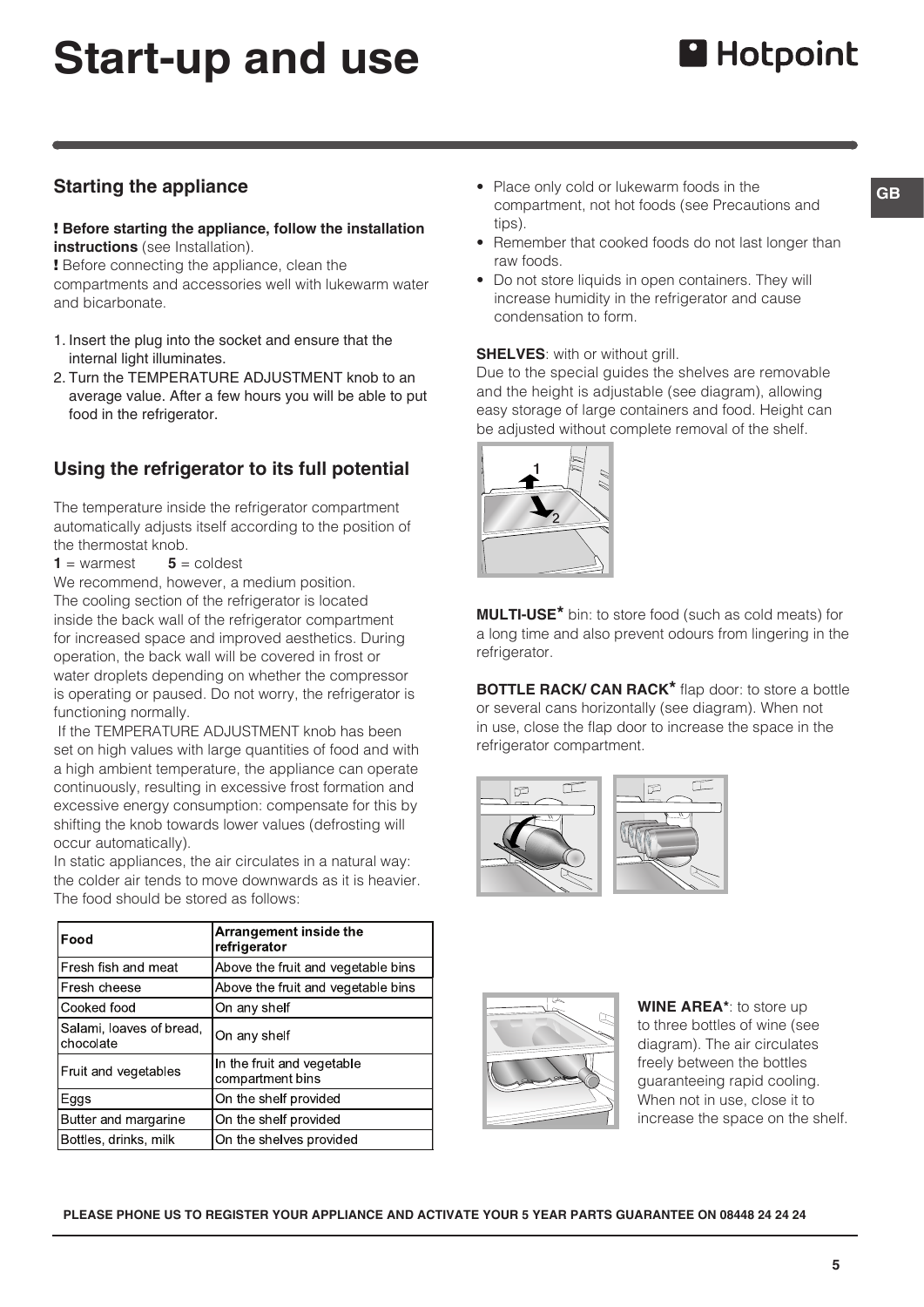# Start-up and use

## Starting the appliance

**! Before starting the appliance, follow the installation instructions** (see Installation).

**!** Before connecting the appliance, clean the compartments and accessories well with lukewarm water and bicarbonate.

1. Insert the plug into the socket and ensure that the internal light illuminates.
2. Turn the TEMPERATURE ADJUSTMENT knob to an average value. After a few hours you will be able to put food in the refrigerator.

## Using the refrigerator to its full potential

The temperature inside the refrigerator compartment automatically adjusts itself according to the position of the thermostat knob.

**1** = warmest **5** = coldest

We recommend, however, a medium position.

The cooling section of the refrigerator is located inside the back wall of the refrigerator compartment for increased space and improved aesthetics. During operation, the back wall will be covered in frost or water droplets depending on whether the compressor is operating or paused. Do not worry, the refrigerator is functioning normally.

If the TEMPERATURE ADJUSTMENT knob has been set on high values with large quantities of food and with a high ambient temperature, the appliance can operate continuously, resulting in excessive frost formation and excessive energy consumption: compensate for this by shifting the knob towards lower values (defrosting will occur automatically).

In static appliances, the air circulates in a natural way: the colder air tends to move downwards as it is heavier. The food should be stored as follows:

| Food | Arrangement inside the refrigerator |
|---|---|
| Fresh fish and meat | Above the fruit and vegetable bins |
| Fresh cheese | Above the fruit and vegetable bins |
| Cooked food | On any shelf |
| Salami, loaves of bread, chocolate | On any shelf |
| Fruit and vegetables | In the fruit and vegetable compartment bins |
| Eggs | On the shelf provided |
| Butter and margarine | On the shelf provided |
| Bottles, drinks, milk | On the shelves provided |

- Place only cold or lukewarm foods in the compartment, not hot foods (see Precautions and tips).
- Remember that cooked foods do not last longer than raw foods.
- Do not store liquids in open containers. They will increase humidity in the refrigerator and cause condensation to form.

**SHELVES**: with or without grill.

Due to the special guides the shelves are removable and the height is adjustable (see diagram), allowing easy storage of large containers and food. Height can be adjusted without complete removal of the shelf.

**MULTI-USE*** bin: to store food (such as cold meats) for a long time and also prevent odours from lingering in the refrigerator.

**BOTTLE RACK/ CAN RACK*** flap door: to store a bottle or several cans horizontally (see diagram). When not in use, close the flap door to increase the space in the refrigerator compartment.

**WINE AREA***: to store up to three bottles of wine (see diagram). The air circulates freely between the bottles guaranteeing rapid cooling. When not in use, close it to increase the space on the shelf.

**PLEASE PHONE US TO REGISTER YOUR APPLIANCE AND ACTIVATE YOUR 5 YEAR PARTS GUARANTEE ON 08448 24 24 24**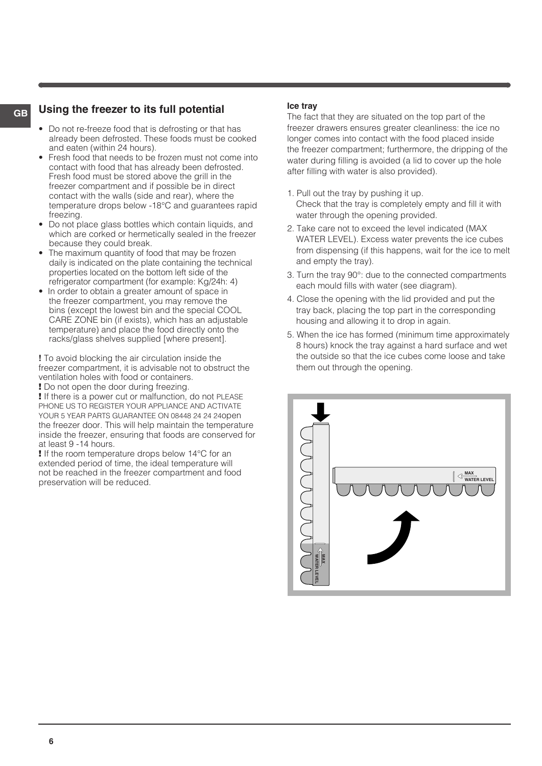## Using the freezer to its full potential

- Do not re-freeze food that is defrosting or that has already been defrosted. These foods must be cooked and eaten (within 24 hours).
- Fresh food that needs to be frozen must not come into contact with food that has already been defrosted. Fresh food must be stored above the grill in the freezer compartment and if possible be in direct contact with the walls (side and rear), where the temperature drops below -18°C and guarantees rapid freezing.
- Do not place glass bottles which contain liquids, and which are corked or hermetically sealed in the freezer because they could break.
- The maximum quantity of food that may be frozen daily is indicated on the plate containing the technical properties located on the bottom left side of the refrigerator compartment (for example: Kg/24h: 4)
- In order to obtain a greater amount of space in the freezer compartment, you may remove the bins (except the lowest bin and the special COOL CARE ZONE bin (if exists), which has an adjustable temperature) and place the food directly onto the racks/glass shelves supplied [where present].

**!** To avoid blocking the air circulation inside the freezer compartment, it is advisable not to obstruct the ventilation holes with food or containers.

**!** Do not open the door during freezing.

**!** If there is a power cut or malfunction, do not PLEASE PHONE US TO REGISTER YOUR APPLIANCE AND ACTIVATE YOUR 5 YEAR PARTS GUARANTEE ON 08448 24 24 24open the freezer door. This will help maintain the temperature inside the freezer, ensuring that foods are conserved for at least 9 -14 hours.

**!** If the room temperature drops below 14°C for an extended period of time, the ideal temperature will not be reached in the freezer compartment and food preservation will be reduced.

**Ice tray**

The fact that they are situated on the top part of the freezer drawers ensures greater cleanliness: the ice no longer comes into contact with the food placed inside the freezer compartment; furthermore, the dripping of the water during filling is avoided (a lid to cover up the hole after filling with water is also provided).

1. Pull out the tray by pushing it up. Check that the tray is completely empty and fill it with water through the opening provided.
2. Take care not to exceed the level indicated (MAX WATER LEVEL). Excess water prevents the ice cubes from dispensing (if this happens, wait for the ice to melt and empty the tray).
3. Turn the tray 90°: due to the connected compartments each mould fills with water (see diagram).
4. Close the opening with the lid provided and put the tray back, placing the top part in the corresponding housing and allowing it to drop in again.
5. When the ice has formed (minimum time approximately 8 hours) knock the tray against a hard surface and wet the outside so that the ice cubes come loose and take them out through the opening.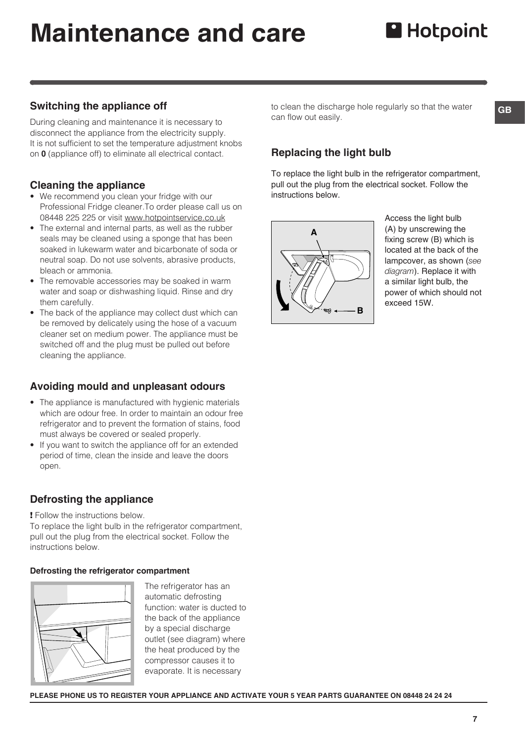# Maintenance and care

## Switching the appliance off

During cleaning and maintenance it is necessary to disconnect the appliance from the electricity supply. It is not sufficient to set the temperature adjustment knobs on **0** (appliance off) to eliminate all electrical contact.

## Cleaning the appliance

- We recommend you clean your fridge with our Professional Fridge cleaner.To order please call us on 08448 225 225 or visit www.hotpointservice.co.uk
- The external and internal parts, as well as the rubber seals may be cleaned using a sponge that has been soaked in lukewarm water and bicarbonate of soda or neutral soap. Do not use solvents, abrasive products, bleach or ammonia.
- The removable accessories may be soaked in warm water and soap or dishwashing liquid. Rinse and dry them carefully.
- The back of the appliance may collect dust which can be removed by delicately using the hose of a vacuum cleaner set on medium power. The appliance must be switched off and the plug must be pulled out before cleaning the appliance.

## Avoiding mould and unpleasant odours

- The appliance is manufactured with hygienic materials which are odour free. In order to maintain an odour free refrigerator and to prevent the formation of stains, food must always be covered or sealed properly.
- If you want to switch the appliance off for an extended period of time, clean the inside and leave the doors open.

## Defrosting the appliance

**!** Follow the instructions below.
To replace the light bulb in the refrigerator compartment, pull out the plug from the electrical socket. Follow the instructions below.

### Defrosting the refrigerator compartment

The refrigerator has an automatic defrosting function: water is ducted to the back of the appliance by a special discharge outlet (see diagram) where the heat produced by the compressor causes it to evaporate. It is necessary to clean the discharge hole regularly so that the water can flow out easily.

## Replacing the light bulb

To replace the light bulb in the refrigerator compartment, pull out the plug from the electrical socket. Follow the instructions below.

Access the light bulb (A) by unscrewing the fixing screw (B) which is located at the back of the lampcover, as shown (*see diagram*). Replace it with a similar light bulb, the power of which should not exceed 15W.

**PLEASE PHONE US TO REGISTER YOUR APPLIANCE AND ACTIVATE YOUR 5 YEAR PARTS GUARANTEE ON 08448 24 24 24**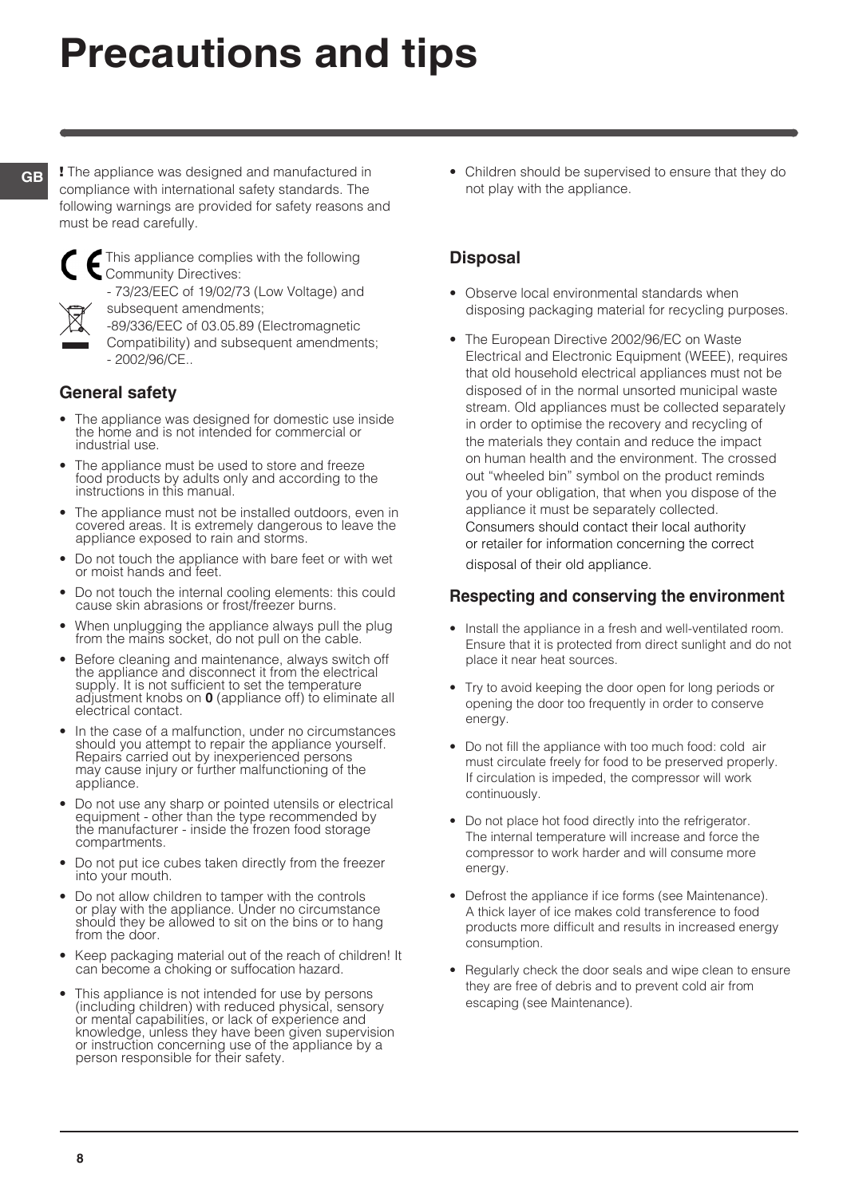# Precautions and tips

**!** The appliance was designed and manufactured in compliance with international safety standards. The following warnings are provided for safety reasons and must be read carefully.

This appliance complies with the following Community Directives:
- 73/23/EEC of 19/02/73 (Low Voltage) and subsequent amendments;
-89/336/EEC of 03.05.89 (Electromagnetic Compatibility) and subsequent amendments;
- 2002/96/CE..

## General safety

- The appliance was designed for domestic use inside the home and is not intended for commercial or industrial use.
- The appliance must be used to store and freeze food products by adults only and according to the instructions in this manual.
- The appliance must not be installed outdoors, even in covered areas. It is extremely dangerous to leave the appliance exposed to rain and storms.
- Do not touch the appliance with bare feet or with wet or moist hands and feet.
- Do not touch the internal cooling elements: this could cause skin abrasions or frost/freezer burns.
- When unplugging the appliance always pull the plug from the mains socket, do not pull on the cable.
- Before cleaning and maintenance, always switch off the appliance and disconnect it from the electrical supply. It is not sufficient to set the temperature adjustment knobs on **0** (appliance off) to eliminate all electrical contact.
- In the case of a malfunction, under no circumstances should you attempt to repair the appliance yourself. Repairs carried out by inexperienced persons may cause injury or further malfunctioning of the appliance.
- Do not use any sharp or pointed utensils or electrical equipment - other than the type recommended by the manufacturer - inside the frozen food storage compartments.
- Do not put ice cubes taken directly from the freezer into your mouth.
- Do not allow children to tamper with the controls or play with the appliance. Under no circumstance should they be allowed to sit on the bins or to hang from the door.
- Keep packaging material out of the reach of children! It can become a choking or suffocation hazard.
- This appliance is not intended for use by persons (including children) with reduced physical, sensory or mental capabilities, or lack of experience and knowledge, unless they have been given supervision or instruction concerning use of the appliance by a person responsible for their safety.
- Children should be supervised to ensure that they do not play with the appliance.

## Disposal

- Observe local environmental standards when disposing packaging material for recycling purposes.
- The European Directive 2002/96/EC on Waste Electrical and Electronic Equipment (WEEE), requires that old household electrical appliances must not be disposed of in the normal unsorted municipal waste stream. Old appliances must be collected separately in order to optimise the recovery and recycling of the materials they contain and reduce the impact on human health and the environment. The crossed out "wheeled bin" symbol on the product reminds you of your obligation, that when you dispose of the appliance it must be separately collected. Consumers should contact their local authority or retailer for information concerning the correct disposal of their old appliance.

## Respecting and conserving the environment

- Install the appliance in a fresh and well-ventilated room. Ensure that it is protected from direct sunlight and do not place it near heat sources.
- Try to avoid keeping the door open for long periods or opening the door too frequently in order to conserve energy.
- Do not fill the appliance with too much food: cold air must circulate freely for food to be preserved properly. If circulation is impeded, the compressor will work continuously.
- Do not place hot food directly into the refrigerator. The internal temperature will increase and force the compressor to work harder and will consume more energy.
- Defrost the appliance if ice forms (see Maintenance). A thick layer of ice makes cold transference to food products more difficult and results in increased energy consumption.
- Regularly check the door seals and wipe clean to ensure they are free of debris and to prevent cold air from escaping (see Maintenance).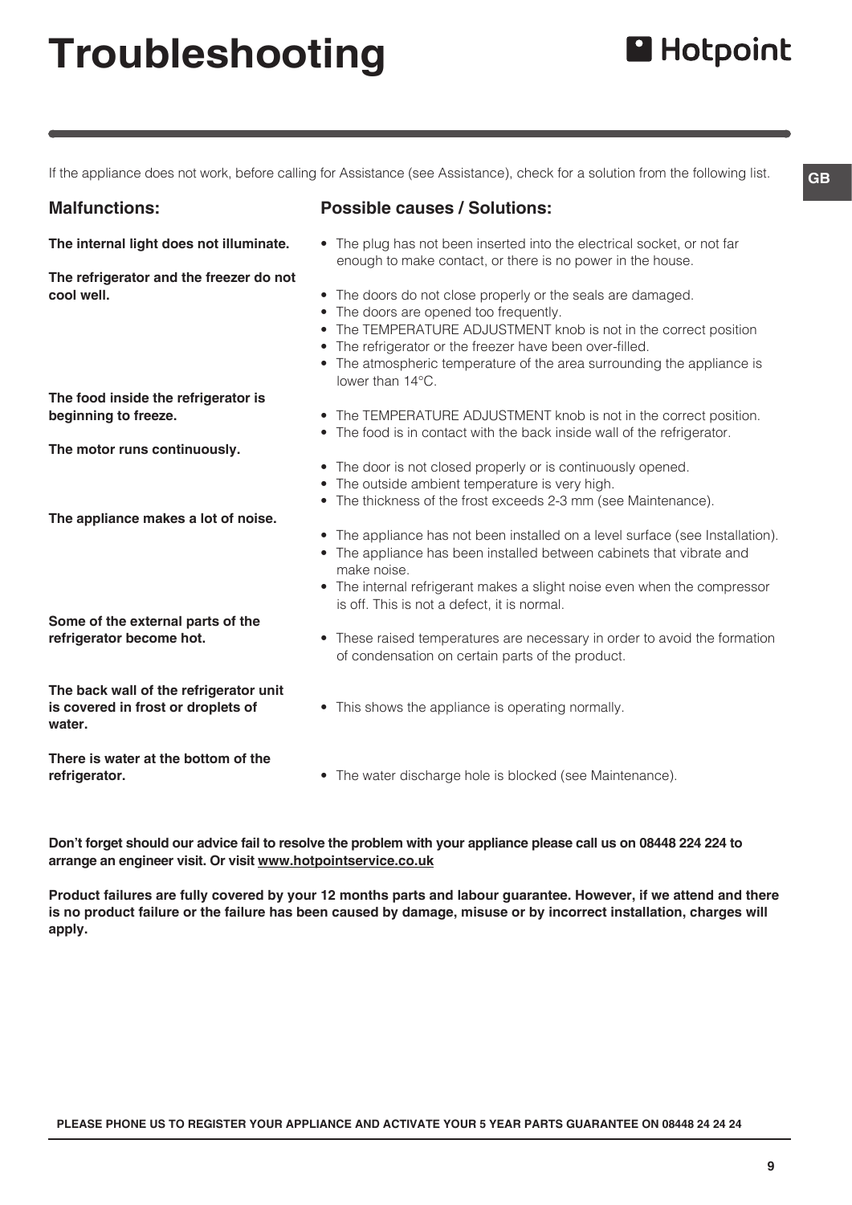# Troubleshooting

If the appliance does not work, before calling for Assistance (see Assistance), check for a solution from the following list.

| Malfunctions: | Possible causes / Solutions: |
| --- | --- |
| **The internal light does not illuminate.** | • The plug has not been inserted into the electrical socket, or not far enough to make contact, or there is no power in the house. |
| **The refrigerator and the freezer do not cool well.** | • The doors do not close properly or the seals are damaged.<br>• The doors are opened too frequently.<br>• The TEMPERATURE ADJUSTMENT knob is not in the correct position<br>• The refrigerator or the freezer have been over-filled.<br>• The atmospheric temperature of the area surrounding the appliance is lower than 14°C. |
| **The food inside the refrigerator is beginning to freeze.** | • The TEMPERATURE ADJUSTMENT knob is not in the correct position.<br>• The food is in contact with the back inside wall of the refrigerator. |
| **The motor runs continuously.** | • The door is not closed properly or is continuously opened.<br>• The outside ambient temperature is very high.<br>• The thickness of the frost exceeds 2-3 mm (see Maintenance). |
| **The appliance makes a lot of noise.** | • The appliance has not been installed on a level surface (see Installation).<br>• The appliance has been installed between cabinets that vibrate and make noise.<br>• The internal refrigerant makes a slight noise even when the compressor is off. This is not a defect, it is normal. |
| **Some of the external parts of the refrigerator become hot.** | • These raised temperatures are necessary in order to avoid the formation of condensation on certain parts of the product. |
| **The back wall of the refrigerator unit is covered in frost or droplets of water.** | • This shows the appliance is operating normally. |
| **There is water at the bottom of the refrigerator.** | • The water discharge hole is blocked (see Maintenance). |

**Don't forget should our advice fail to resolve the problem with your appliance please call us on 08448 224 224 to arrange an engineer visit. Or visit www.hotpointservice.co.uk**

**Product failures are fully covered by your 12 months parts and labour guarantee. However, if we attend and there is no product failure or the failure has been caused by damage, misuse or by incorrect installation, charges will apply.**

**PLEASE PHONE US TO REGISTER YOUR APPLIANCE AND ACTIVATE YOUR 5 YEAR PARTS GUARANTEE ON 08448 24 24 24**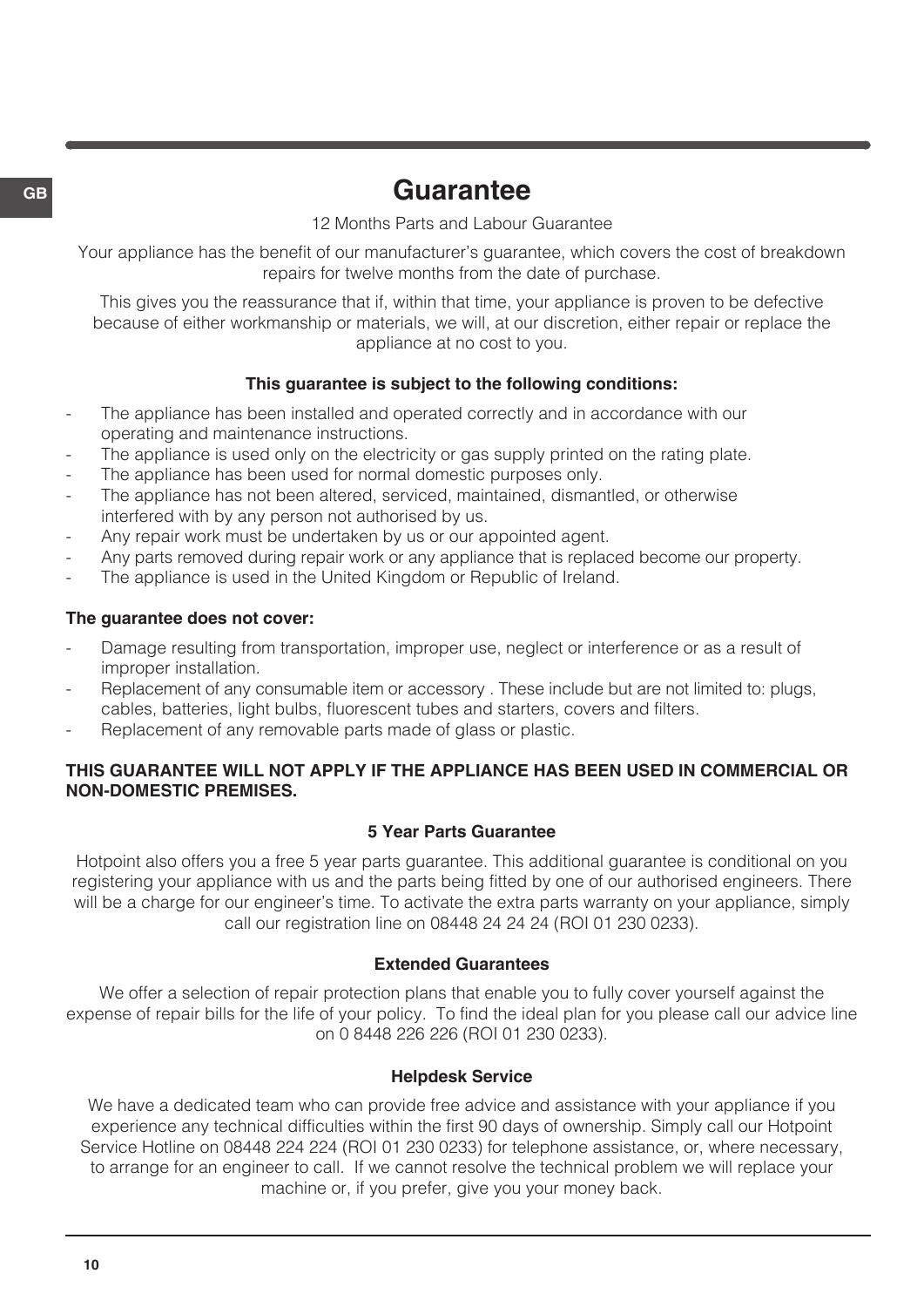# Guarantee

12 Months Parts and Labour Guarantee

Your appliance has the benefit of our manufacturer's guarantee, which covers the cost of breakdown repairs for twelve months from the date of purchase.

This gives you the reassurance that if, within that time, your appliance is proven to be defective because of either workmanship or materials, we will, at our discretion, either repair or replace the appliance at no cost to you.

**This guarantee is subject to the following conditions:**

- The appliance has been installed and operated correctly and in accordance with our operating and maintenance instructions.
- The appliance is used only on the electricity or gas supply printed on the rating plate.
- The appliance has been used for normal domestic purposes only.
- The appliance has not been altered, serviced, maintained, dismantled, or otherwise interfered with by any person not authorised by us.
- Any repair work must be undertaken by us or our appointed agent.
- Any parts removed during repair work or any appliance that is replaced become our property.
- The appliance is used in the United Kingdom or Republic of Ireland.

**The guarantee does not cover:**

- Damage resulting from transportation, improper use, neglect or interference or as a result of improper installation.
- Replacement of any consumable item or accessory . These include but are not limited to: plugs, cables, batteries, light bulbs, fluorescent tubes and starters, covers and filters.
- Replacement of any removable parts made of glass or plastic.

**THIS GUARANTEE WILL NOT APPLY IF THE APPLIANCE HAS BEEN USED IN COMMERCIAL OR NON-DOMESTIC PREMISES.**

**5 Year Parts Guarantee**

Hotpoint also offers you a free 5 year parts guarantee. This additional guarantee is conditional on you registering your appliance with us and the parts being fitted by one of our authorised engineers. There will be a charge for our engineer's time. To activate the extra parts warranty on your appliance, simply call our registration line on 08448 24 24 24 (ROI 01 230 0233).

**Extended Guarantees**

We offer a selection of repair protection plans that enable you to fully cover yourself against the expense of repair bills for the life of your policy. To find the ideal plan for you please call our advice line on 0 8448 226 226 (ROI 01 230 0233).

**Helpdesk Service**

We have a dedicated team who can provide free advice and assistance with your appliance if you experience any technical difficulties within the first 90 days of ownership. Simply call our Hotpoint Service Hotline on 08448 224 224 (ROI 01 230 0233) for telephone assistance, or, where necessary, to arrange for an engineer to call. If we cannot resolve the technical problem we will replace your machine or, if you prefer, give you your money back.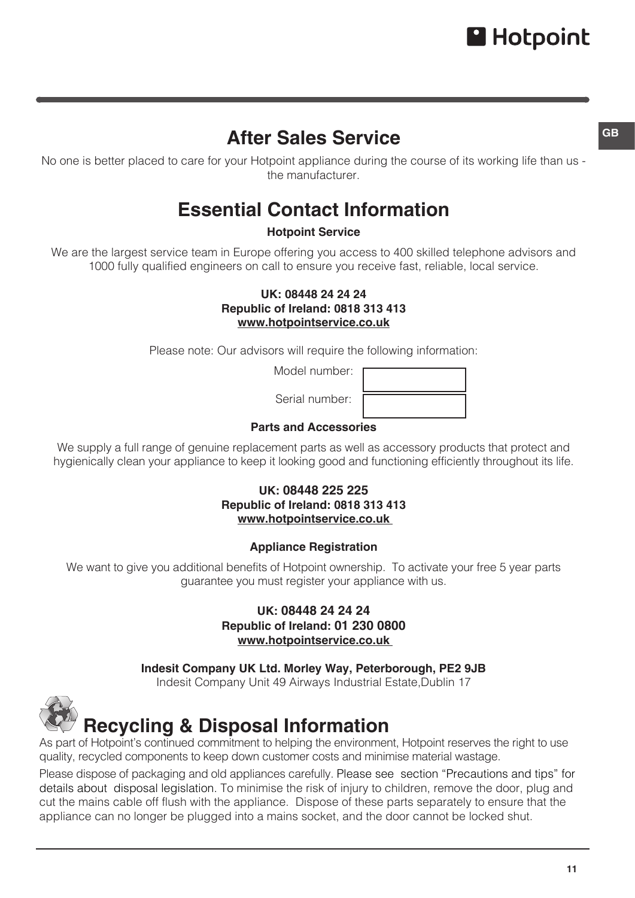# After Sales Service

No one is better placed to care for your Hotpoint appliance during the course of its working life than us - the manufacturer.

# Essential Contact Information

**Hotpoint Service**

We are the largest service team in Europe offering you access to 400 skilled telephone advisors and 1000 fully qualified engineers on call to ensure you receive fast, reliable, local service.

**UK: 08448 24 24 24**
**Republic of Ireland: 0818 313 413**
**www.hotpointservice.co.uk**

Please note: Our advisors will require the following information:

Model number:

Serial number:

**Parts and Accessories**

We supply a full range of genuine replacement parts as well as accessory products that protect and hygienically clean your appliance to keep it looking good and functioning efficiently throughout its life.

**UK: 08448 225 225**
**Republic of Ireland: 0818 313 413**
**www.hotpointservice.co.uk**

**Appliance Registration**

We want to give you additional benefits of Hotpoint ownership. To activate your free 5 year parts guarantee you must register your appliance with us.

**UK: 08448 24 24 24**
**Republic of Ireland: 01 230 0800**
**www.hotpointservice.co.uk**

**Indesit Company UK Ltd. Morley Way, Peterborough, PE2 9JB**
Indesit Company Unit 49 Airways Industrial Estate,Dublin 17

# Recycling & Disposal Information

As part of Hotpoint's continued commitment to helping the environment, Hotpoint reserves the right to use quality, recycled components to keep down customer costs and minimise material wastage.

Please dispose of packaging and old appliances carefully. Please see section "Precautions and tips" for details about disposal legislation. To minimise the risk of injury to children, remove the door, plug and cut the mains cable off flush with the appliance. Dispose of these parts separately to ensure that the appliance can no longer be plugged into a mains socket, and the door cannot be locked shut.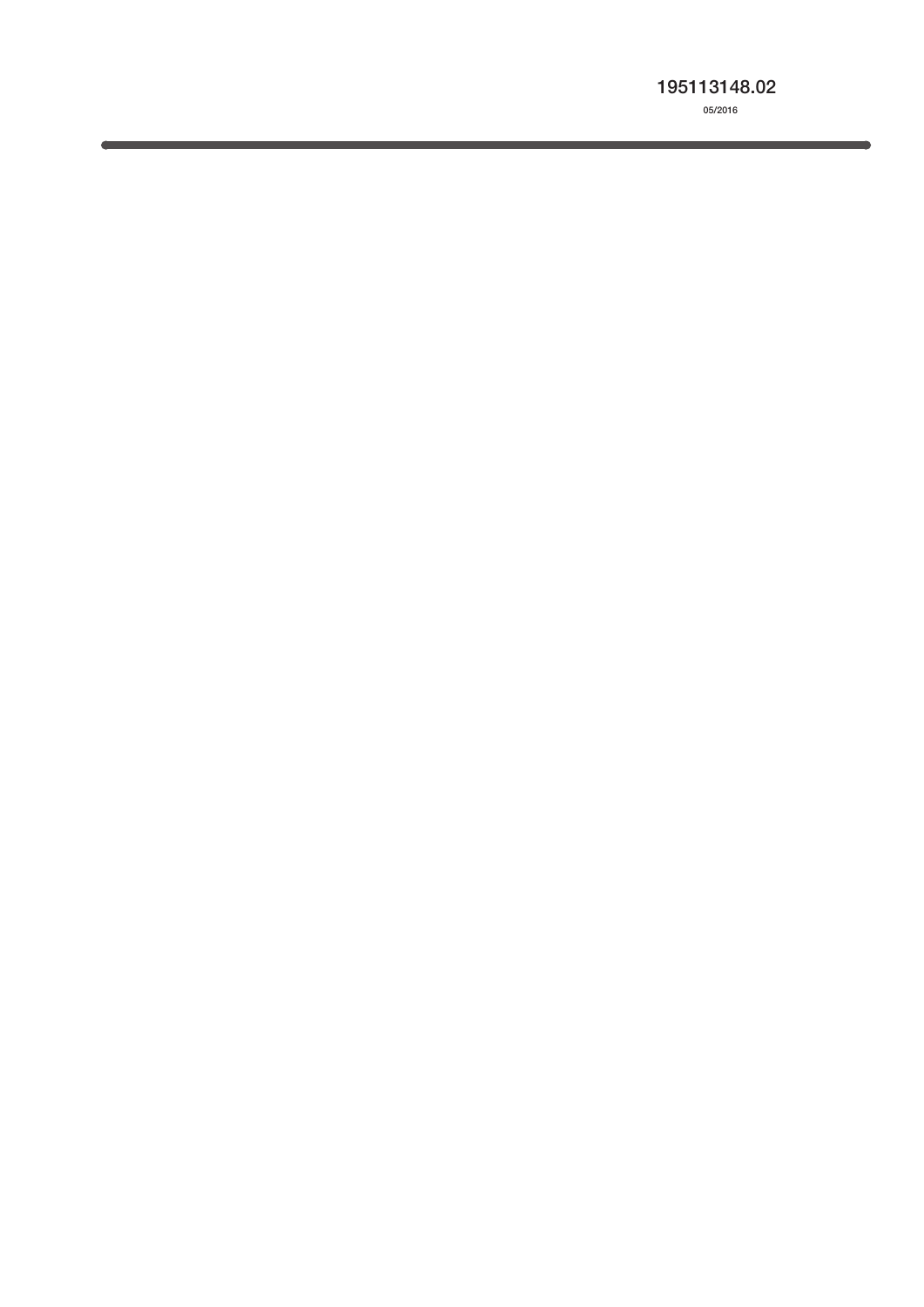195113148.02

05/2016